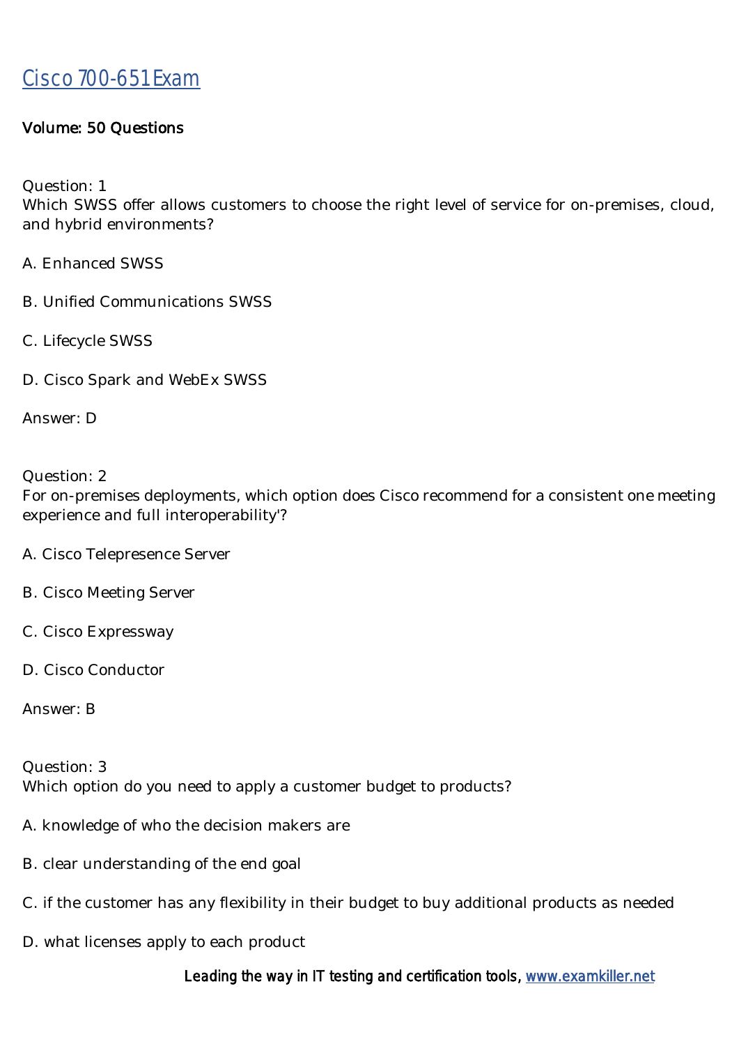# Cisco 700-651 Exam

**Volume: 50 Questions**

Question: 1
Which SWSS offer allows customers to choose the right level of service for on-premises, cloud, and hybrid environments?

A. Enhanced SWSS

B. Unified Communications SWSS

C. Lifecycle SWSS

D. Cisco Spark and WebEx SWSS

Answer: D

Question: 2
For on-premises deployments, which option does Cisco recommend for a consistent one meeting experience and full interoperability'?

A. Cisco Telepresence Server

B. Cisco Meeting Server

C. Cisco Expressway

D. Cisco Conductor

Answer: B

Question: 3
Which option do you need to apply a customer budget to products?

A. knowledge of who the decision makers are

B. clear understanding of the end goal

C. if the customer has any flexibility in their budget to buy additional products as needed

D. what licenses apply to each product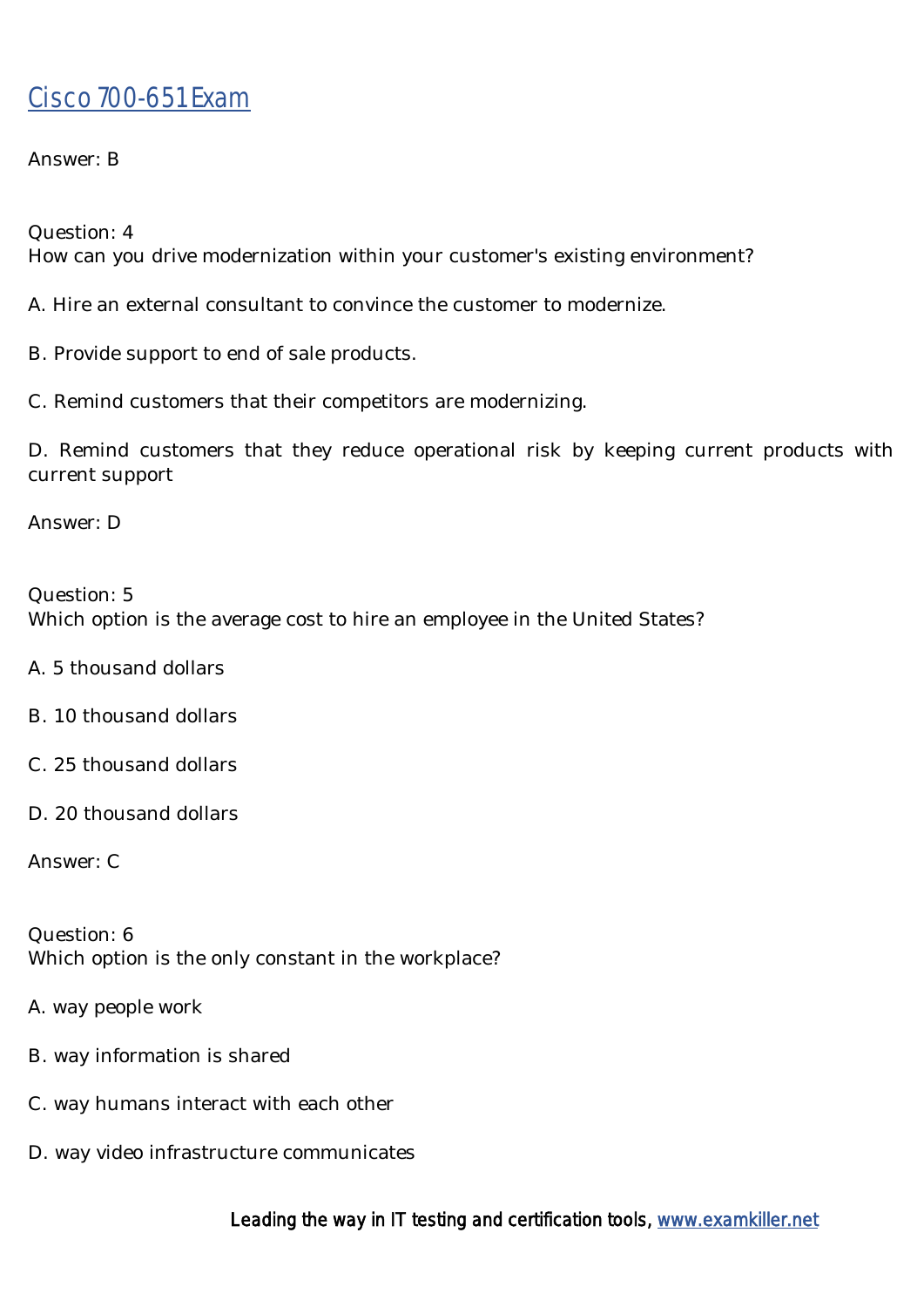Answer: B

Question: 4
How can you drive modernization within your customer's existing environment?

A. Hire an external consultant to convince the customer to modernize.

B. Provide support to end of sale products.

C. Remind customers that their competitors are modernizing.

D. Remind customers that they reduce operational risk by keeping current products with current support

Answer: D

Question: 5
Which option is the average cost to hire an employee in the United States?

A. 5 thousand dollars

B. 10 thousand dollars

C. 25 thousand dollars

D. 20 thousand dollars

Answer: C

Question: 6
Which option is the only constant in the workplace?

A. way people work

B. way information is shared

C. way humans interact with each other

D. way video infrastructure communicates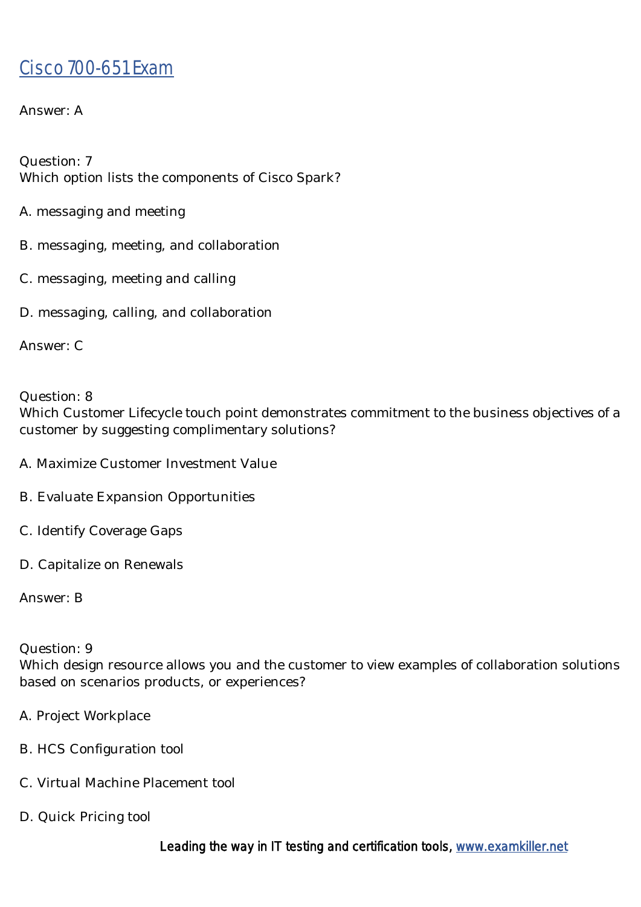Answer: A

Question: 7
Which option lists the components of Cisco Spark?

A. messaging and meeting

B. messaging, meeting, and collaboration

C. messaging, meeting and calling

D. messaging, calling, and collaboration

Answer: C

Question: 8
Which Customer Lifecycle touch point demonstrates commitment to the business objectives of a customer by suggesting complimentary solutions?

A. Maximize Customer Investment Value

B. Evaluate Expansion Opportunities

C. Identify Coverage Gaps

D. Capitalize on Renewals

Answer: B

Question: 9
Which design resource allows you and the customer to view examples of collaboration solutions based on scenarios products, or experiences?

A. Project Workplace

B. HCS Configuration tool

C. Virtual Machine Placement tool

D. Quick Pricing tool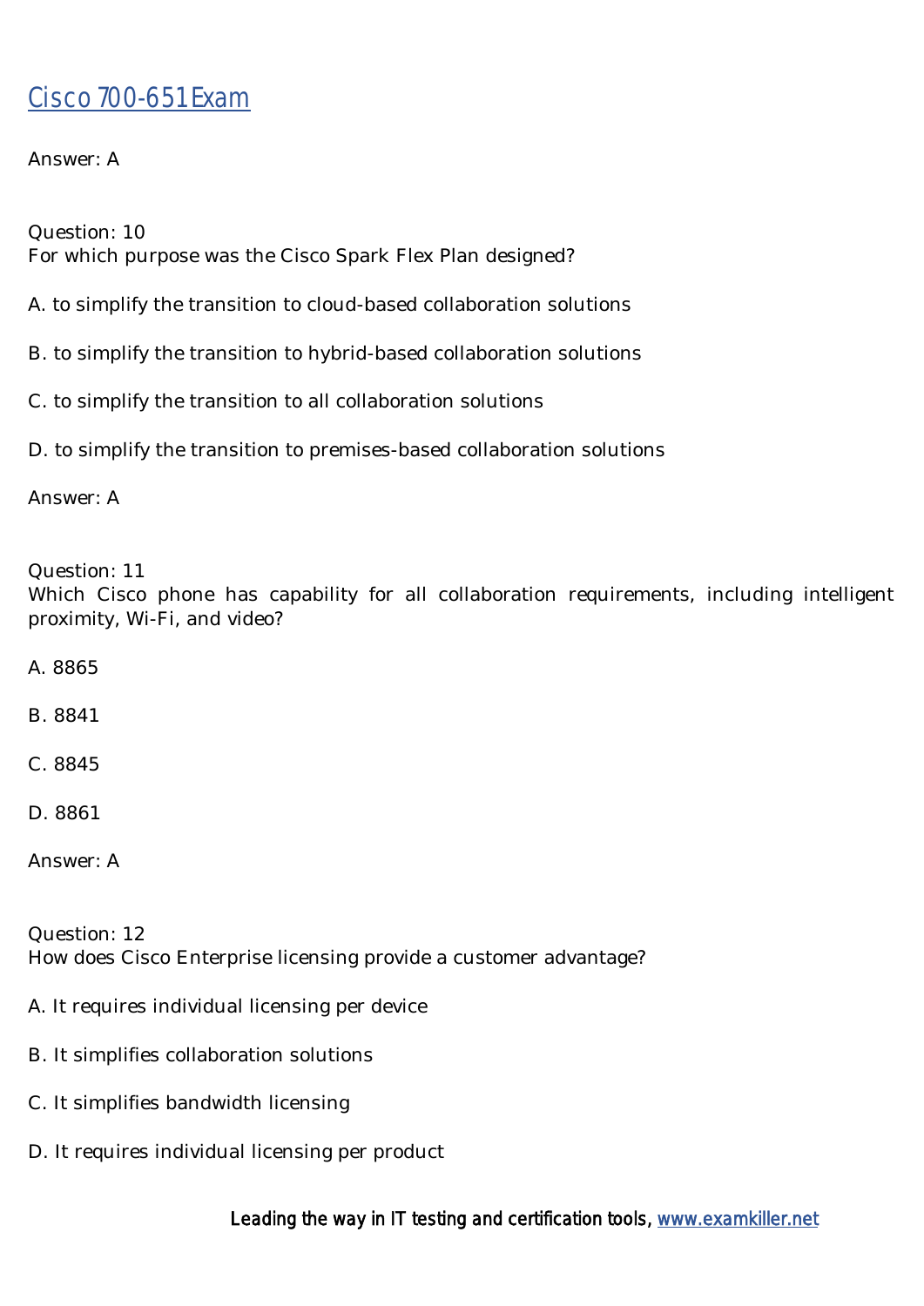Answer: A

Question: 10
For which purpose was the Cisco Spark Flex Plan designed?

A. to simplify the transition to cloud-based collaboration solutions

B. to simplify the transition to hybrid-based collaboration solutions

C. to simplify the transition to all collaboration solutions

D. to simplify the transition to premises-based collaboration solutions

Answer: A

Question: 11
Which Cisco phone has capability for all collaboration requirements, including intelligent proximity, Wi-Fi, and video?

A. 8865

B. 8841

C. 8845

D. 8861

Answer: A

Question: 12
How does Cisco Enterprise licensing provide a customer advantage?

A. It requires individual licensing per device

B. It simplifies collaboration solutions

C. It simplifies bandwidth licensing

D. It requires individual licensing per product